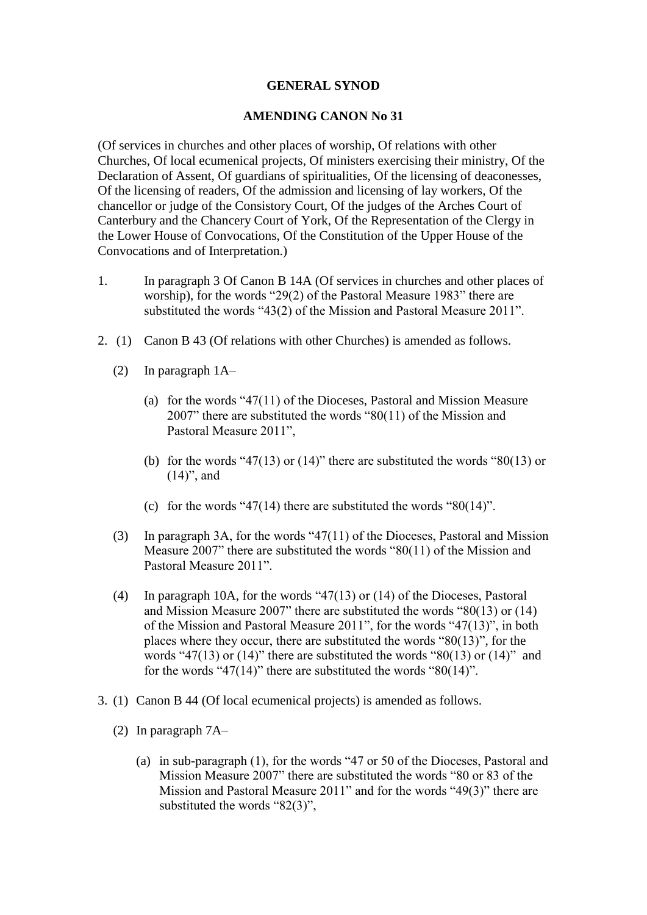**GENERAL SYNOD**

**AMENDING CANON No 31**

(Of services in churches and other places of worship, Of relations with other Churches, Of local ecumenical projects, Of ministers exercising their ministry, Of the Declaration of Assent, Of guardians of spiritualities, Of the licensing of deaconesses, Of the licensing of readers, Of the admission and licensing of lay workers, Of the chancellor or judge of the Consistory Court, Of the judges of the Arches Court of Canterbury and the Chancery Court of York, Of the Representation of the Clergy in the Lower House of Convocations, Of the Constitution of the Upper House of the Convocations and of Interpretation.)

1. In paragraph 3 Of Canon B 14A (Of services in churches and other places of worship), for the words "29(2) of the Pastoral Measure 1983" there are substituted the words "43(2) of the Mission and Pastoral Measure 2011".

2. (1) Canon B 43 (Of relations with other Churches) is amended as follows.

   (2) In paragraph 1A–

   (a) for the words "47(11) of the Dioceses, Pastoral and Mission Measure 2007" there are substituted the words "80(11) of the Mission and Pastoral Measure 2011",

   (b) for the words "47(13) or (14)" there are substituted the words "80(13) or (14)", and

   (c) for the words "47(14) there are substituted the words "80(14)".

   (3) In paragraph 3A, for the words "47(11) of the Dioceses, Pastoral and Mission Measure 2007" there are substituted the words "80(11) of the Mission and Pastoral Measure 2011".

   (4) In paragraph 10A, for the words "47(13) or (14) of the Dioceses, Pastoral and Mission Measure 2007" there are substituted the words "80(13) or (14) of the Mission and Pastoral Measure 2011", for the words "47(13)", in both places where they occur, there are substituted the words "80(13)", for the words "47(13) or (14)" there are substituted the words "80(13) or (14)" and for the words "47(14)" there are substituted the words "80(14)".

3. (1) Canon B 44 (Of local ecumenical projects) is amended as follows.

   (2) In paragraph 7A–

   (a) in sub-paragraph (1), for the words "47 or 50 of the Dioceses, Pastoral and Mission Measure 2007" there are substituted the words "80 or 83 of the Mission and Pastoral Measure 2011" and for the words "49(3)" there are substituted the words "82(3)",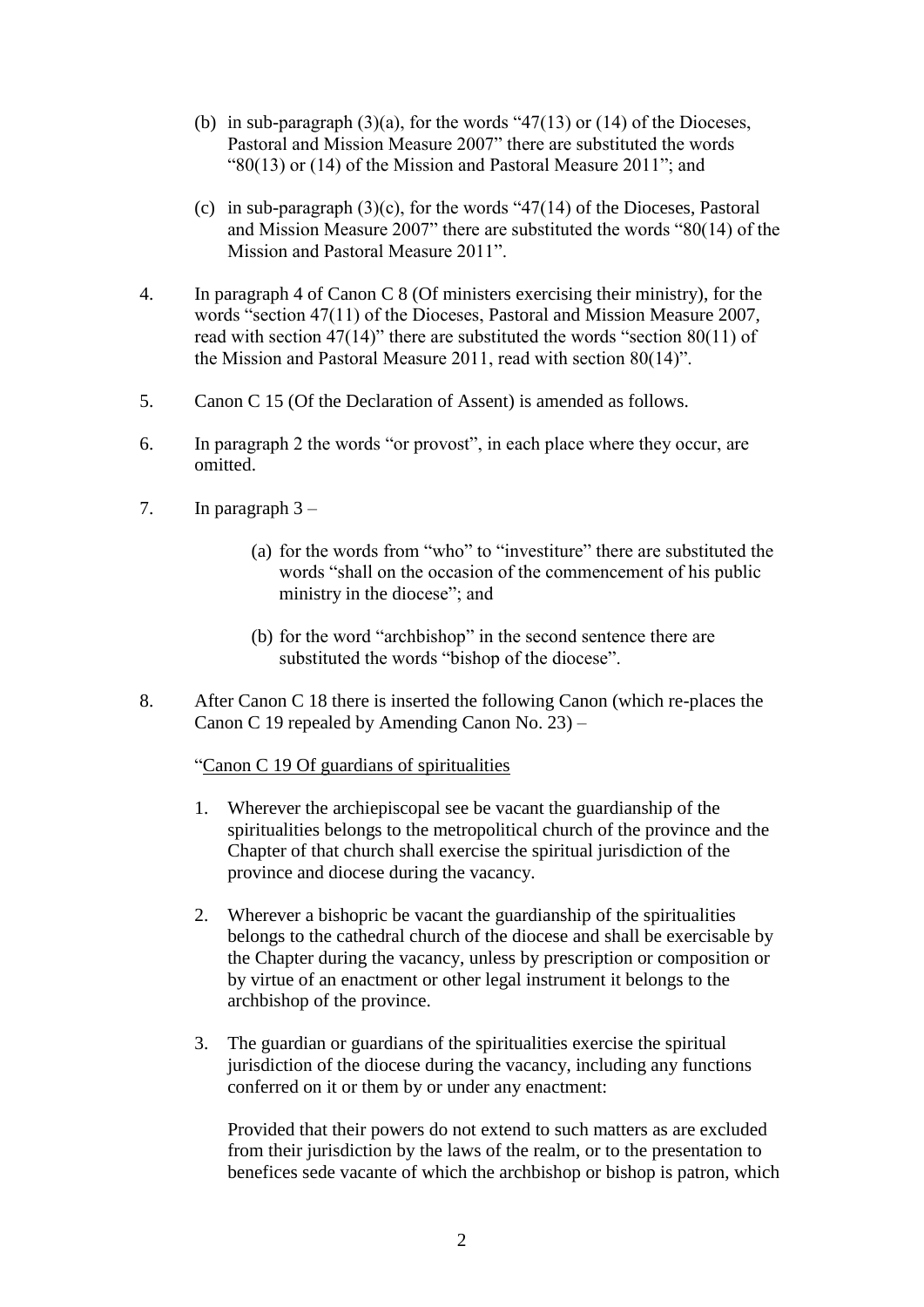(b) in sub-paragraph (3)(a), for the words "47(13) or (14) of the Dioceses, Pastoral and Mission Measure 2007" there are substituted the words "80(13) or (14) of the Mission and Pastoral Measure 2011"; and

(c) in sub-paragraph (3)(c), for the words "47(14) of the Dioceses, Pastoral and Mission Measure 2007" there are substituted the words "80(14) of the Mission and Pastoral Measure 2011".

4. In paragraph 4 of Canon C 8 (Of ministers exercising their ministry), for the words "section 47(11) of the Dioceses, Pastoral and Mission Measure 2007, read with section 47(14)" there are substituted the words "section 80(11) of the Mission and Pastoral Measure 2011, read with section 80(14)".

5. Canon C 15 (Of the Declaration of Assent) is amended as follows.

6. In paragraph 2 the words "or provost", in each place where they occur, are omitted.

7. In paragraph 3 –

   (a) for the words from "who" to "investiture" there are substituted the words "shall on the occasion of the commencement of his public ministry in the diocese"; and

   (b) for the word "archbishop" in the second sentence there are substituted the words "bishop of the diocese".

8. After Canon C 18 there is inserted the following Canon (which re-places the Canon C 19 repealed by Amending Canon No. 23) –

"<u>Canon C 19 Of guardians of spiritualities</u>

1. Wherever the archiepiscopal see be vacant the guardianship of the spiritualities belongs to the metropolitical church of the province and the Chapter of that church shall exercise the spiritual jurisdiction of the province and diocese during the vacancy.

2. Wherever a bishopric be vacant the guardianship of the spiritualities belongs to the cathedral church of the diocese and shall be exercisable by the Chapter during the vacancy, unless by prescription or composition or by virtue of an enactment or other legal instrument it belongs to the archbishop of the province.

3. The guardian or guardians of the spiritualities exercise the spiritual jurisdiction of the diocese during the vacancy, including any functions conferred on it or them by or under any enactment:

   Provided that their powers do not extend to such matters as are excluded from their jurisdiction by the laws of the realm, or to the presentation to benefices sede vacante of which the archbishop or bishop is patron, which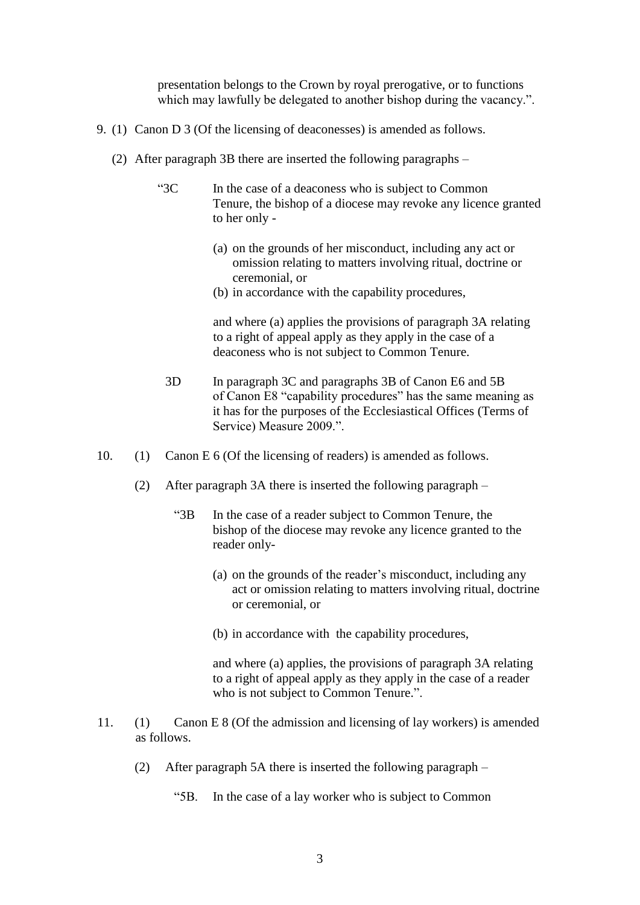presentation belongs to the Crown by royal prerogative, or to functions which may lawfully be delegated to another bishop during the vacancy.".

9. (1) Canon D 3 (Of the licensing of deaconesses) is amended as follows.

(2) After paragraph 3B there are inserted the following paragraphs –

"3C In the case of a deaconess who is subject to Common Tenure, the bishop of a diocese may revoke any licence granted to her only -

(a) on the grounds of her misconduct, including any act or omission relating to matters involving ritual, doctrine or ceremonial, or
(b) in accordance with the capability procedures,

and where (a) applies the provisions of paragraph 3A relating to a right of appeal apply as they apply in the case of a deaconess who is not subject to Common Tenure.

3D In paragraph 3C and paragraphs 3B of Canon E6 and 5B of Canon E8 "capability procedures" has the same meaning as it has for the purposes of the Ecclesiastical Offices (Terms of Service) Measure 2009.".

10. (1) Canon E 6 (Of the licensing of readers) is amended as follows.

(2) After paragraph 3A there is inserted the following paragraph –

"3B In the case of a reader subject to Common Tenure, the bishop of the diocese may revoke any licence granted to the reader only-

(a) on the grounds of the reader's misconduct, including any act or omission relating to matters involving ritual, doctrine or ceremonial, or

(b) in accordance with the capability procedures,

and where (a) applies, the provisions of paragraph 3A relating to a right of appeal apply as they apply in the case of a reader who is not subject to Common Tenure.".

11. (1) Canon E 8 (Of the admission and licensing of lay workers) is amended as follows.

(2) After paragraph 5A there is inserted the following paragraph –

"5B. In the case of a lay worker who is subject to Common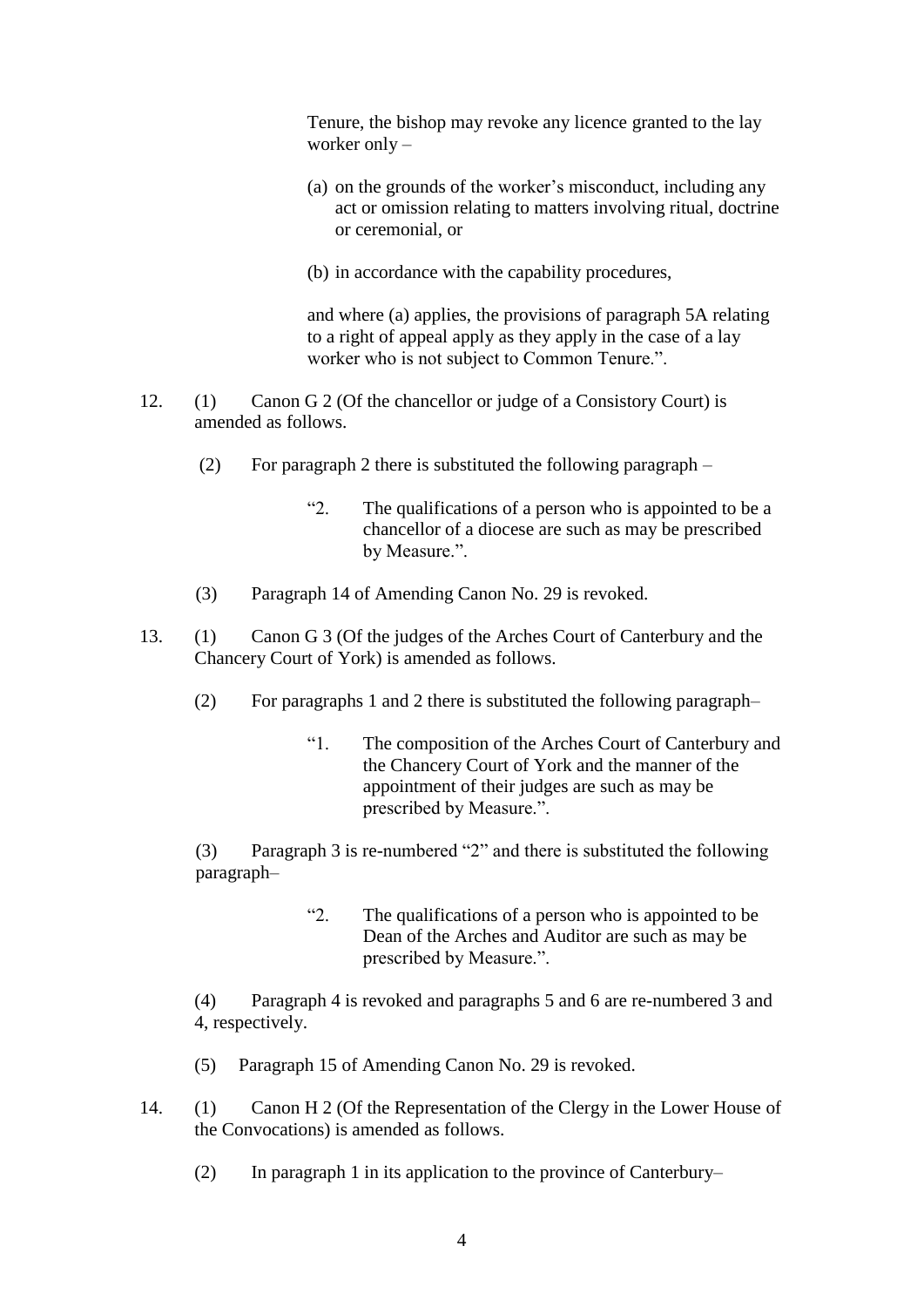Tenure, the bishop may revoke any licence granted to the lay worker only –

(a) on the grounds of the worker's misconduct, including any act or omission relating to matters involving ritual, doctrine or ceremonial, or

(b) in accordance with the capability procedures,

and where (a) applies, the provisions of paragraph 5A relating to a right of appeal apply as they apply in the case of a lay worker who is not subject to Common Tenure.".

12. (1) Canon G 2 (Of the chancellor or judge of a Consistory Court) is amended as follows.

(2) For paragraph 2 there is substituted the following paragraph –

"2. The qualifications of a person who is appointed to be a chancellor of a diocese are such as may be prescribed by Measure.".

(3) Paragraph 14 of Amending Canon No. 29 is revoked.

13. (1) Canon G 3 (Of the judges of the Arches Court of Canterbury and the Chancery Court of York) is amended as follows.

(2) For paragraphs 1 and 2 there is substituted the following paragraph–

"1. The composition of the Arches Court of Canterbury and the Chancery Court of York and the manner of the appointment of their judges are such as may be prescribed by Measure.".

(3) Paragraph 3 is re-numbered "2" and there is substituted the following paragraph–

"2. The qualifications of a person who is appointed to be Dean of the Arches and Auditor are such as may be prescribed by Measure.".

(4) Paragraph 4 is revoked and paragraphs 5 and 6 are re-numbered 3 and 4, respectively.

(5) Paragraph 15 of Amending Canon No. 29 is revoked.

14. (1) Canon H 2 (Of the Representation of the Clergy in the Lower House of the Convocations) is amended as follows.

(2) In paragraph 1 in its application to the province of Canterbury–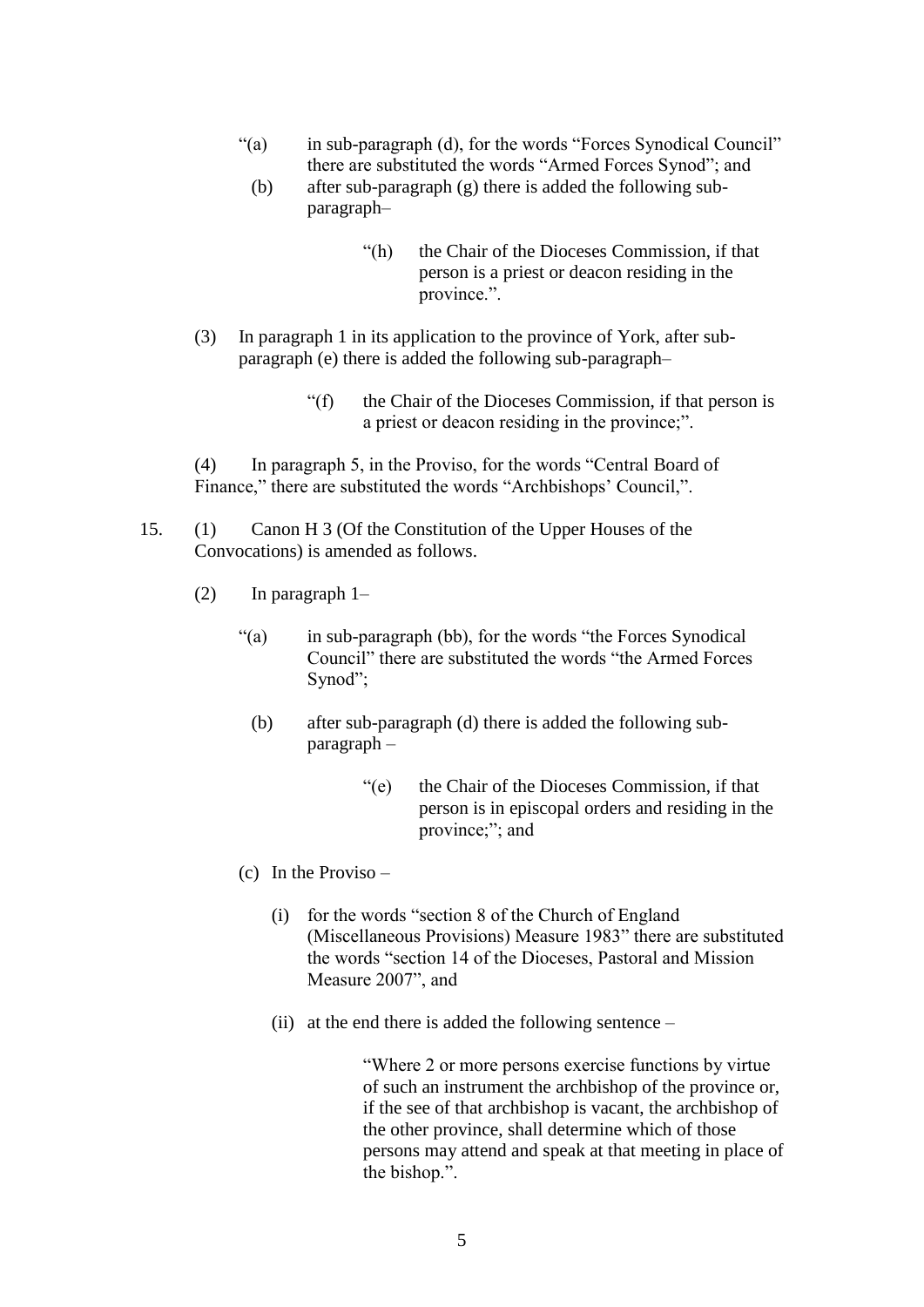“(a) in sub-paragraph (d), for the words “Forces Synodical Council” there are substituted the words “Armed Forces Synod”; and

(b) after sub-paragraph (g) there is added the following sub-paragraph–

> “(h) the Chair of the Dioceses Commission, if that person is a priest or deacon residing in the province.”.

(3) In paragraph 1 in its application to the province of York, after sub-paragraph (e) there is added the following sub-paragraph–

> “(f) the Chair of the Dioceses Commission, if that person is a priest or deacon residing in the province;”.

(4) In paragraph 5, in the Proviso, for the words “Central Board of Finance,” there are substituted the words “Archbishops’ Council,”.

15. (1) Canon H 3 (Of the Constitution of the Upper Houses of the Convocations) is amended as follows.

(2) In paragraph 1–

“(a) in sub-paragraph (bb), for the words “the Forces Synodical Council” there are substituted the words “the Armed Forces Synod”;

(b) after sub-paragraph (d) there is added the following sub-paragraph –

> “(e) the Chair of the Dioceses Commission, if that person is in episcopal orders and residing in the province;”; and

(c) In the Proviso –

(i) for the words “section 8 of the Church of England (Miscellaneous Provisions) Measure 1983” there are substituted the words “section 14 of the Dioceses, Pastoral and Mission Measure 2007”, and

(ii) at the end there is added the following sentence –

> “Where 2 or more persons exercise functions by virtue of such an instrument the archbishop of the province or, if the see of that archbishop is vacant, the archbishop of the other province, shall determine which of those persons may attend and speak at that meeting in place of the bishop.”.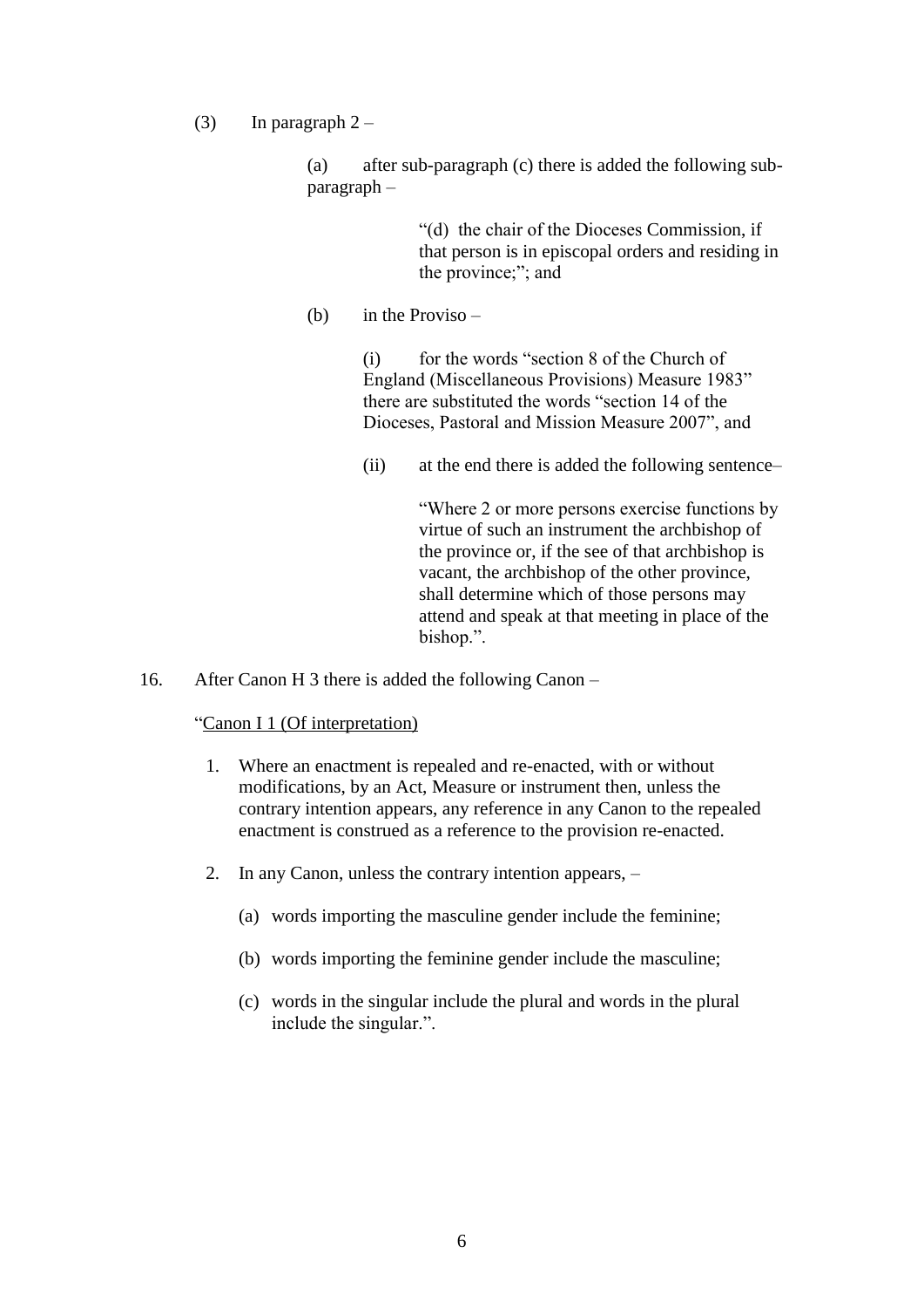(3) In paragraph 2 –

(a) after sub-paragraph (c) there is added the following sub-paragraph –

> "(d) the chair of the Dioceses Commission, if that person is in episcopal orders and residing in the province;"; and

(b) in the Proviso –

(i) for the words "section 8 of the Church of England (Miscellaneous Provisions) Measure 1983" there are substituted the words "section 14 of the Dioceses, Pastoral and Mission Measure 2007", and

(ii) at the end there is added the following sentence–

> "Where 2 or more persons exercise functions by virtue of such an instrument the archbishop of the province or, if the see of that archbishop is vacant, the archbishop of the other province, shall determine which of those persons may attend and speak at that meeting in place of the bishop.".

16. After Canon H 3 there is added the following Canon –

"<u>Canon I 1 (Of interpretation)</u>

1. Where an enactment is repealed and re-enacted, with or without modifications, by an Act, Measure or instrument then, unless the contrary intention appears, any reference in any Canon to the repealed enactment is construed as a reference to the provision re-enacted.

2. In any Canon, unless the contrary intention appears, –

   (a) words importing the masculine gender include the feminine;

   (b) words importing the feminine gender include the masculine;

   (c) words in the singular include the plural and words in the plural include the singular.".